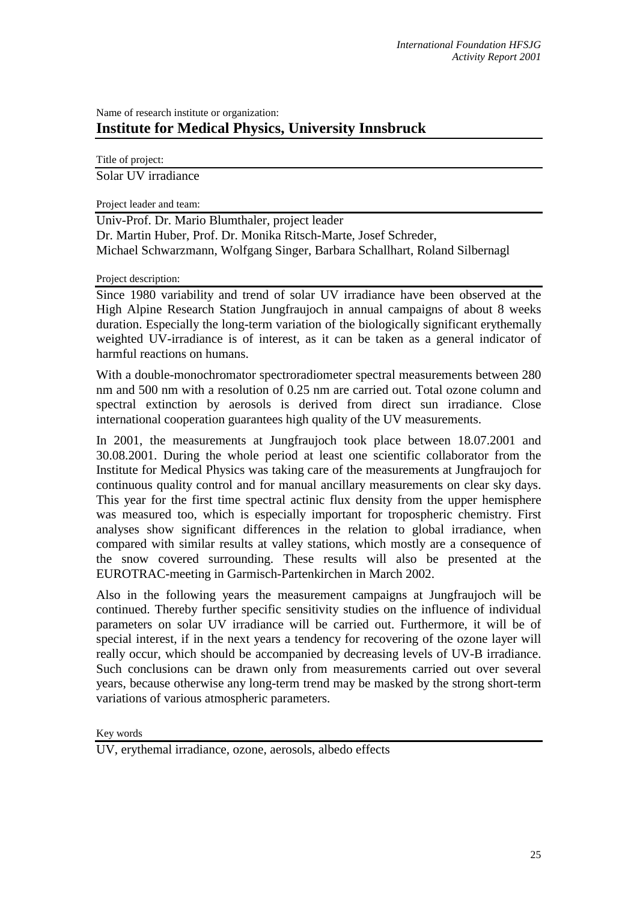Name of research institute or organization:

## Institute for Medical Physics, University Innsbruck

Title of project:

Solar UV irradiance

Project leader and team:

Univ-Prof. Dr. Mario Blumthaler, project leader
Dr. Martin Huber, Prof. Dr. Monika Ritsch-Marte, Josef Schreder,
Michael Schwarzmann, Wolfgang Singer, Barbara Schallhart, Roland Silbernagl

Project description:

Since 1980 variability and trend of solar UV irradiance have been observed at the High Alpine Research Station Jungfraujoch in annual campaigns of about 8 weeks duration. Especially the long-term variation of the biologically significant erythemally weighted UV-irradiance is of interest, as it can be taken as a general indicator of harmful reactions on humans.

With a double-monochromator spectroradiometer spectral measurements between 280 nm and 500 nm with a resolution of 0.25 nm are carried out. Total ozone column and spectral extinction by aerosols is derived from direct sun irradiance. Close international cooperation guarantees high quality of the UV measurements.

In 2001, the measurements at Jungfraujoch took place between 18.07.2001 and 30.08.2001. During the whole period at least one scientific collaborator from the Institute for Medical Physics was taking care of the measurements at Jungfraujoch for continuous quality control and for manual ancillary measurements on clear sky days. This year for the first time spectral actinic flux density from the upper hemisphere was measured too, which is especially important for tropospheric chemistry. First analyses show significant differences in the relation to global irradiance, when compared with similar results at valley stations, which mostly are a consequence of the snow covered surrounding. These results will also be presented at the EUROTRAC-meeting in Garmisch-Partenkirchen in March 2002.

Also in the following years the measurement campaigns at Jungfraujoch will be continued. Thereby further specific sensitivity studies on the influence of individual parameters on solar UV irradiance will be carried out. Furthermore, it will be of special interest, if in the next years a tendency for recovering of the ozone layer will really occur, which should be accompanied by decreasing levels of UV-B irradiance. Such conclusions can be drawn only from measurements carried out over several years, because otherwise any long-term trend may be masked by the strong short-term variations of various atmospheric parameters.

Key words

UV, erythemal irradiance, ozone, aerosols, albedo effects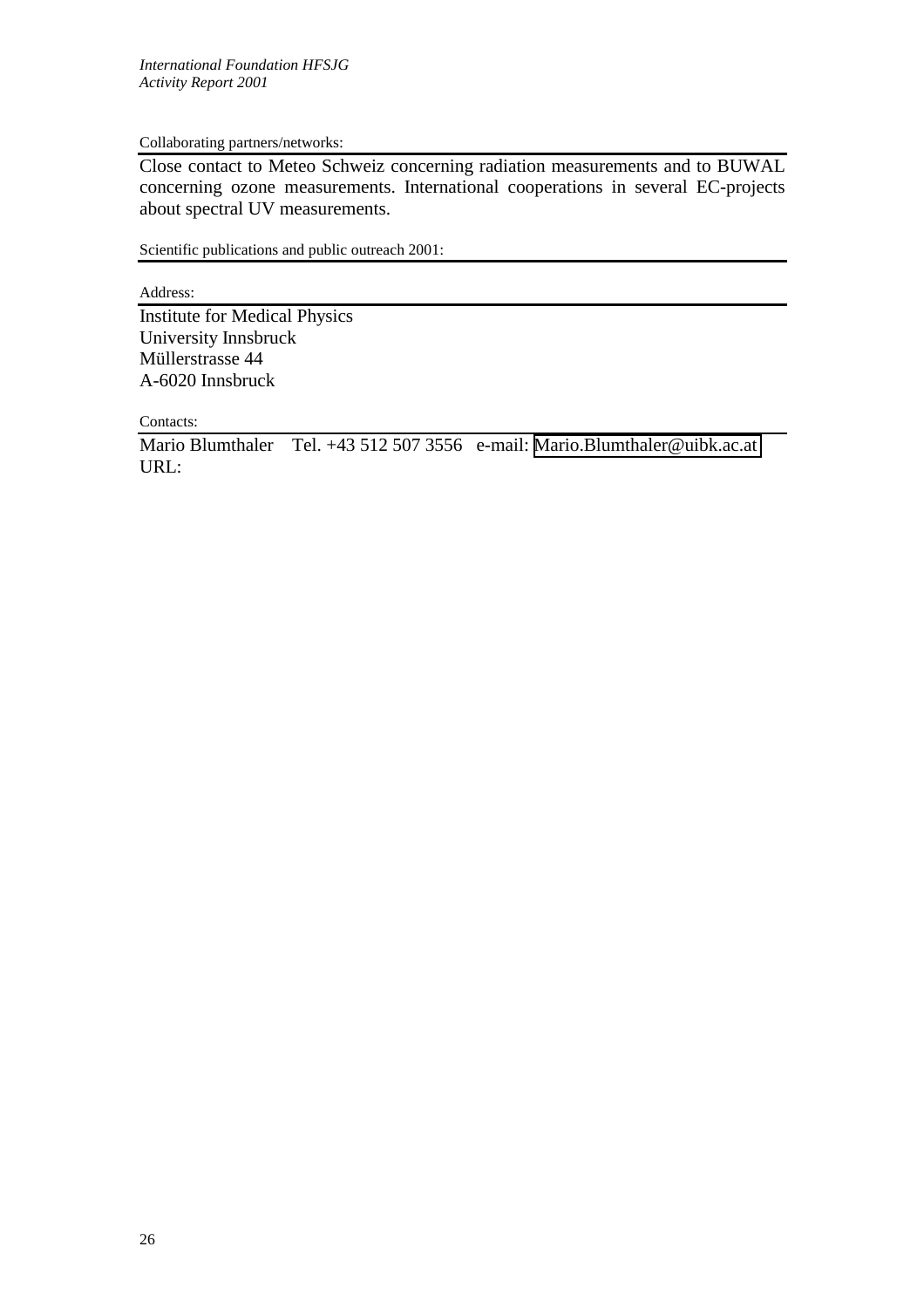Collaborating partners/networks:

Close contact to Meteo Schweiz concerning radiation measurements and to BUWAL concerning ozone measurements. International cooperations in several EC-projects about spectral UV measurements.

Scientific publications and public outreach 2001:

Address:

Institute for Medical Physics
University Innsbruck
Müllerstrasse 44
A-6020 Innsbruck

Contacts:

Mario Blumthaler Tel. +43 512 507 3556 e-mail: Mario.Blumthaler@uibk.ac.at
URL: